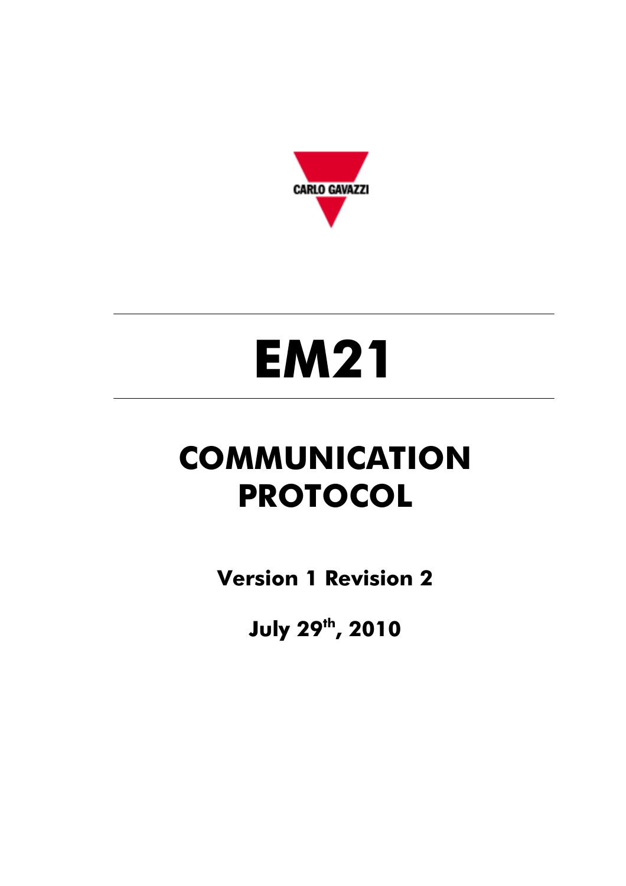CARLO GAVAZZI

# EM21

# COMMUNICATION PROTOCOL

**Version 1 Revision 2**

**July 29th, 2010**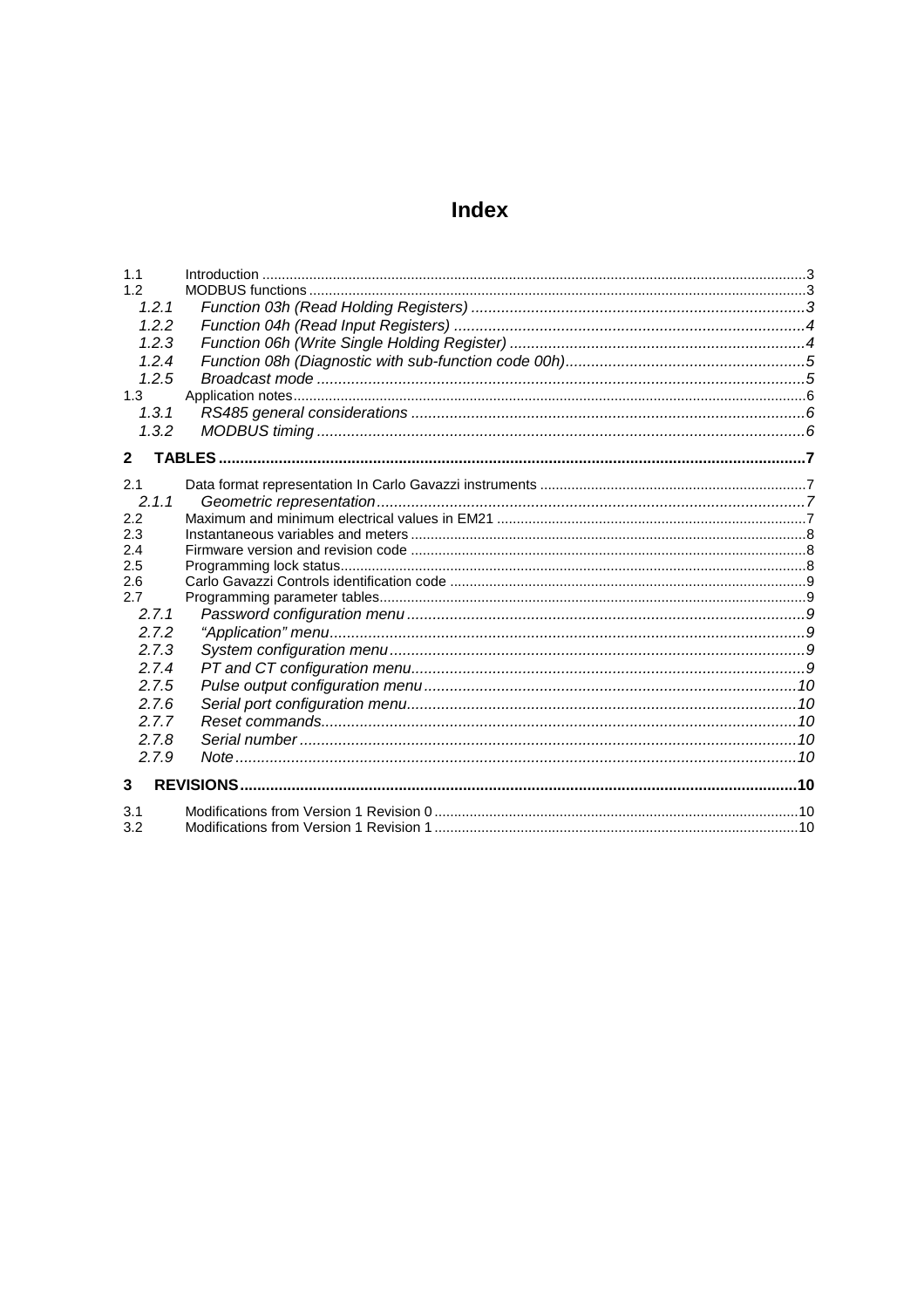# Index

1.1 Introduction ....3
1.2 MODBUS functions ....3
  *1.2.1 Function 03h (Read Holding Registers) ....3*
  *1.2.2 Function 04h (Read Input Registers) ....4*
  *1.2.3 Function 06h (Write Single Holding Register) ....4*
  *1.2.4 Function 08h (Diagnostic with sub-function code 00h) ....5*
  *1.2.5 Broadcast mode ....5*
1.3 Application notes ....6
  *1.3.1 RS485 general considerations ....6*
  *1.3.2 MODBUS timing ....6*

**2 TABLES ....7**

2.1 Data format representation In Carlo Gavazzi instruments ....7
  *2.1.1 Geometric representation ....7*
2.2 Maximum and minimum electrical values in EM21 ....7
2.3 Instantaneous variables and meters ....8
2.4 Firmware version and revision code ....8
2.5 Programming lock status ....8
2.6 Carlo Gavazzi Controls identification code ....9
2.7 Programming parameter tables ....9
  *2.7.1 Password configuration menu ....9*
  *2.7.2 “Application” menu ....9*
  *2.7.3 System configuration menu ....9*
  *2.7.4 PT and CT configuration menu ....9*
  *2.7.5 Pulse output configuration menu ....10*
  *2.7.6 Serial port configuration menu ....10*
  *2.7.7 Reset commands ....10*
  *2.7.8 Serial number ....10*
  *2.7.9 Note ....10*

**3 REVISIONS ....10**

3.1 Modifications from Version 1 Revision 0 ....10
3.2 Modifications from Version 1 Revision 1 ....10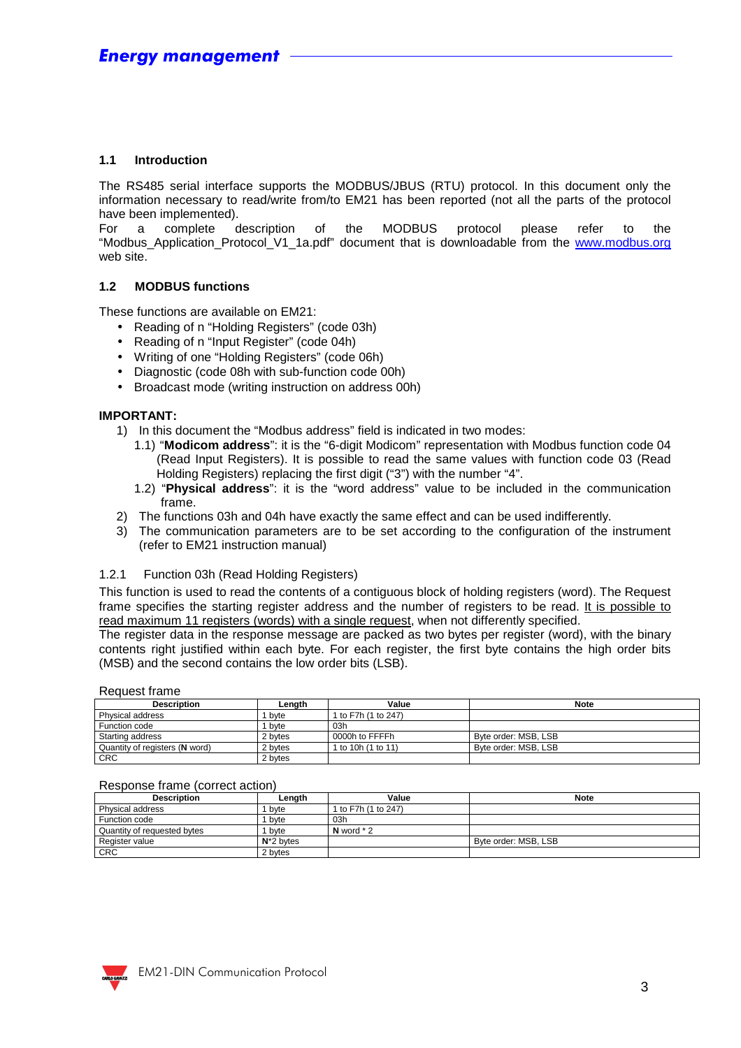### 1.1 Introduction

The RS485 serial interface supports the MODBUS/JBUS (RTU) protocol. In this document only the information necessary to read/write from/to EM21 has been reported (not all the parts of the protocol have been implemented).
For a complete description of the MODBUS protocol please refer to the "Modbus_Application_Protocol_V1_1a.pdf" document that is downloadable from the www.modbus.org web site.

### 1.2 MODBUS functions

These functions are available on EM21:

- Reading of n "Holding Registers" (code 03h)
- Reading of n "Input Register" (code 04h)
- Writing of one "Holding Registers" (code 06h)
- Diagnostic (code 08h with sub-function code 00h)
- Broadcast mode (writing instruction on address 00h)

**IMPORTANT:**

1) In this document the "Modbus address" field is indicated in two modes:
   1.1) "**Modicom address**": it is the "6-digit Modicom" representation with Modbus function code 04 (Read Input Registers). It is possible to read the same values with function code 03 (Read Holding Registers) replacing the first digit ("3") with the number "4".
   1.2) "**Physical address**": it is the "word address" value to be included in the communication frame.
2) The functions 03h and 04h have exactly the same effect and can be used indifferently.
3) The communication parameters are to be set according to the configuration of the instrument (refer to EM21 instruction manual)

#### 1.2.1 Function 03h (Read Holding Registers)

This function is used to read the contents of a contiguous block of holding registers (word). The Request frame specifies the starting register address and the number of registers to be read. <u>It is possible to read maximum 11 registers (words) with a single request</u>, when not differently specified.
The register data in the response message are packed as two bytes per register (word), with the binary contents right justified within each byte. For each register, the first byte contains the high order bits (MSB) and the second contains the low order bits (LSB).

Request frame

| Description | Length | Value | Note |
|---|---|---|---|
| Physical address | 1 byte | 1 to F7h (1 to 247) | |
| Function code | 1 byte | 03h | |
| Starting address | 2 bytes | 0000h to FFFFh | Byte order: MSB, LSB |
| Quantity of registers (**N** word) | 2 bytes | 1 to 10h (1 to 11) | Byte order: MSB, LSB |
| CRC | 2 bytes | | |

Response frame (correct action)

| Description | Length | Value | Note |
|---|---|---|---|
| Physical address | 1 byte | 1 to F7h (1 to 247) | |
| Function code | 1 byte | 03h | |
| Quantity of requested bytes | 1 byte | **N** word * 2 | |
| Register value | **N***2 bytes | | Byte order: MSB, LSB |
| CRC | 2 bytes | | |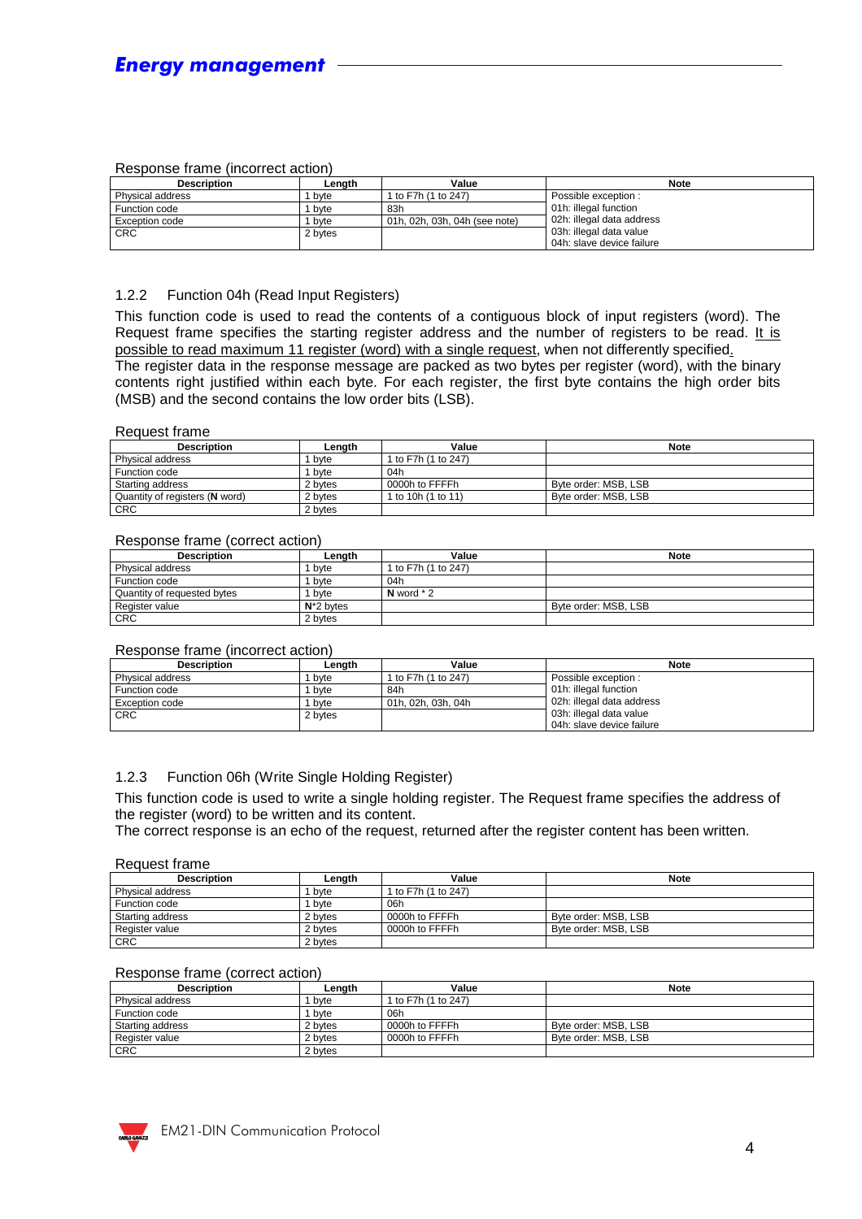Response frame (incorrect action)

| Description | Length | Value | Note |
|---|---|---|---|
| Physical address | 1 byte | 1 to F7h (1 to 247) | Possible exception : |
| Function code | 1 byte | 83h | 01h: illegal function |
| Exception code | 1 byte | 01h, 02h, 03h, 04h (see note) | 02h: illegal data address |
| CRC | 2 bytes | | 03h: illegal data value<br>04h: slave device failure |

### 1.2.2 Function 04h (Read Input Registers)

This function code is used to read the contents of a contiguous block of input registers (word). The Request frame specifies the starting register address and the number of registers to be read. It is possible to read maximum 11 register (word) with a single request, when not differently specified.
The register data in the response message are packed as two bytes per register (word), with the binary contents right justified within each byte. For each register, the first byte contains the high order bits (MSB) and the second contains the low order bits (LSB).

Request frame

| Description | Length | Value | Note |
|---|---|---|---|
| Physical address | 1 byte | 1 to F7h (1 to 247) | |
| Function code | 1 byte | 04h | |
| Starting address | 2 bytes | 0000h to FFFFh | Byte order: MSB, LSB |
| Quantity of registers (**N** word) | 2 bytes | 1 to 10h (1 to 11) | Byte order: MSB, LSB |
| CRC | 2 bytes | | |

Response frame (correct action)

| Description | Length | Value | Note |
|---|---|---|---|
| Physical address | 1 byte | 1 to F7h (1 to 247) | |
| Function code | 1 byte | 04h | |
| Quantity of requested bytes | 1 byte | **N** word * 2 | |
| Register value | **N***2 bytes | | Byte order: MSB, LSB |
| CRC | 2 bytes | | |

Response frame (incorrect action)

| Description | Length | Value | Note |
|---|---|---|---|
| Physical address | 1 byte | 1 to F7h (1 to 247) | Possible exception : |
| Function code | 1 byte | 84h | 01h: illegal function |
| Exception code | 1 byte | 01h, 02h, 03h, 04h | 02h: illegal data address |
| CRC | 2 bytes | | 03h: illegal data value<br>04h: slave device failure |

### 1.2.3 Function 06h (Write Single Holding Register)

This function code is used to write a single holding register. The Request frame specifies the address of the register (word) to be written and its content.
The correct response is an echo of the request, returned after the register content has been written.

Request frame

| Description | Length | Value | Note |
|---|---|---|---|
| Physical address | 1 byte | 1 to F7h (1 to 247) | |
| Function code | 1 byte | 06h | |
| Starting address | 2 bytes | 0000h to FFFFh | Byte order: MSB, LSB |
| Register value | 2 bytes | 0000h to FFFFh | Byte order: MSB, LSB |
| CRC | 2 bytes | | |

Response frame (correct action)

| Description | Length | Value | Note |
|---|---|---|---|
| Physical address | 1 byte | 1 to F7h (1 to 247) | |
| Function code | 1 byte | 06h | |
| Starting address | 2 bytes | 0000h to FFFFh | Byte order: MSB, LSB |
| Register value | 2 bytes | 0000h to FFFFh | Byte order: MSB, LSB |
| CRC | 2 bytes | | |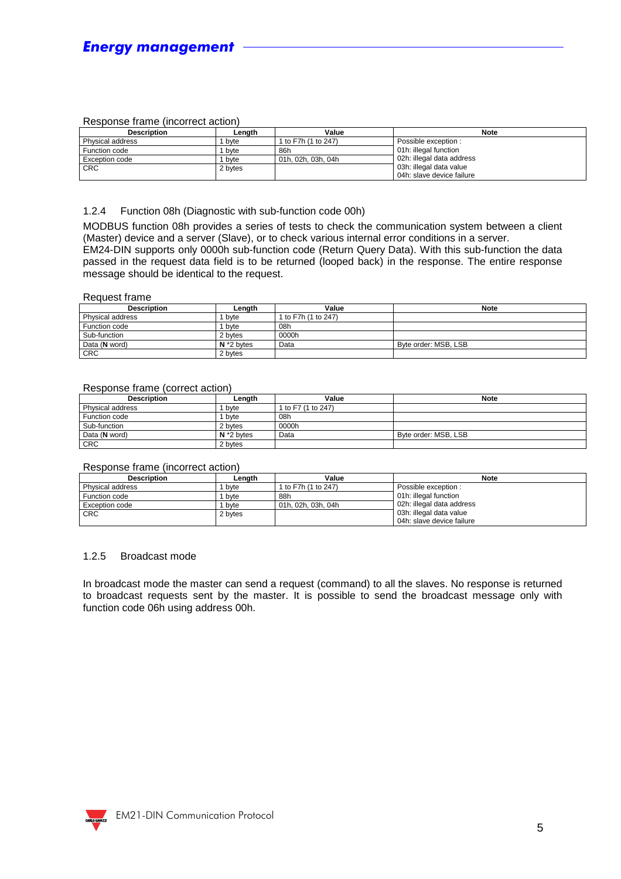Response frame (incorrect action)

| Description | Length | Value | Note |
|---|---|---|---|
| Physical address | 1 byte | 1 to F7h (1 to 247) | Possible exception :<br>01h: illegal function<br>02h: illegal data address<br>03h: illegal data value<br>04h: slave device failure |
| Function code | 1 byte | 86h | |
| Exception code | 1 byte | 01h, 02h, 03h, 04h | |
| CRC | 2 bytes | | |

### 1.2.4 Function 08h (Diagnostic with sub-function code 00h)

MODBUS function 08h provides a series of tests to check the communication system between a client (Master) device and a server (Slave), or to check various internal error conditions in a server.
EM24-DIN supports only 0000h sub-function code (Return Query Data). With this sub-function the data passed in the request data field is to be returned (looped back) in the response. The entire response message should be identical to the request.

Request frame

| Description | Length | Value | Note |
|---|---|---|---|
| Physical address | 1 byte | 1 to F7h (1 to 247) | |
| Function code | 1 byte | 08h | |
| Sub-function | 2 bytes | 0000h | |
| Data (**N** word) | **N** *2 bytes | Data | Byte order: MSB, LSB |
| CRC | 2 bytes | | |

Response frame (correct action)

| Description | Length | Value | Note |
|---|---|---|---|
| Physical address | 1 byte | 1 to F7 (1 to 247) | |
| Function code | 1 byte | 08h | |
| Sub-function | 2 bytes | 0000h | |
| Data (**N** word) | **N** *2 bytes | Data | Byte order: MSB, LSB |
| CRC | 2 bytes | | |

Response frame (incorrect action)

| Description | Length | Value | Note |
|---|---|---|---|
| Physical address | 1 byte | 1 to F7h (1 to 247) | Possible exception :<br>01h: illegal function<br>02h: illegal data address<br>03h: illegal data value<br>04h: slave device failure |
| Function code | 1 byte | 88h | |
| Exception code | 1 byte | 01h, 02h, 03h, 04h | |
| CRC | 2 bytes | | |

### 1.2.5 Broadcast mode

In broadcast mode the master can send a request (command) to all the slaves. No response is returned to broadcast requests sent by the master. It is possible to send the broadcast message only with function code 06h using address 00h.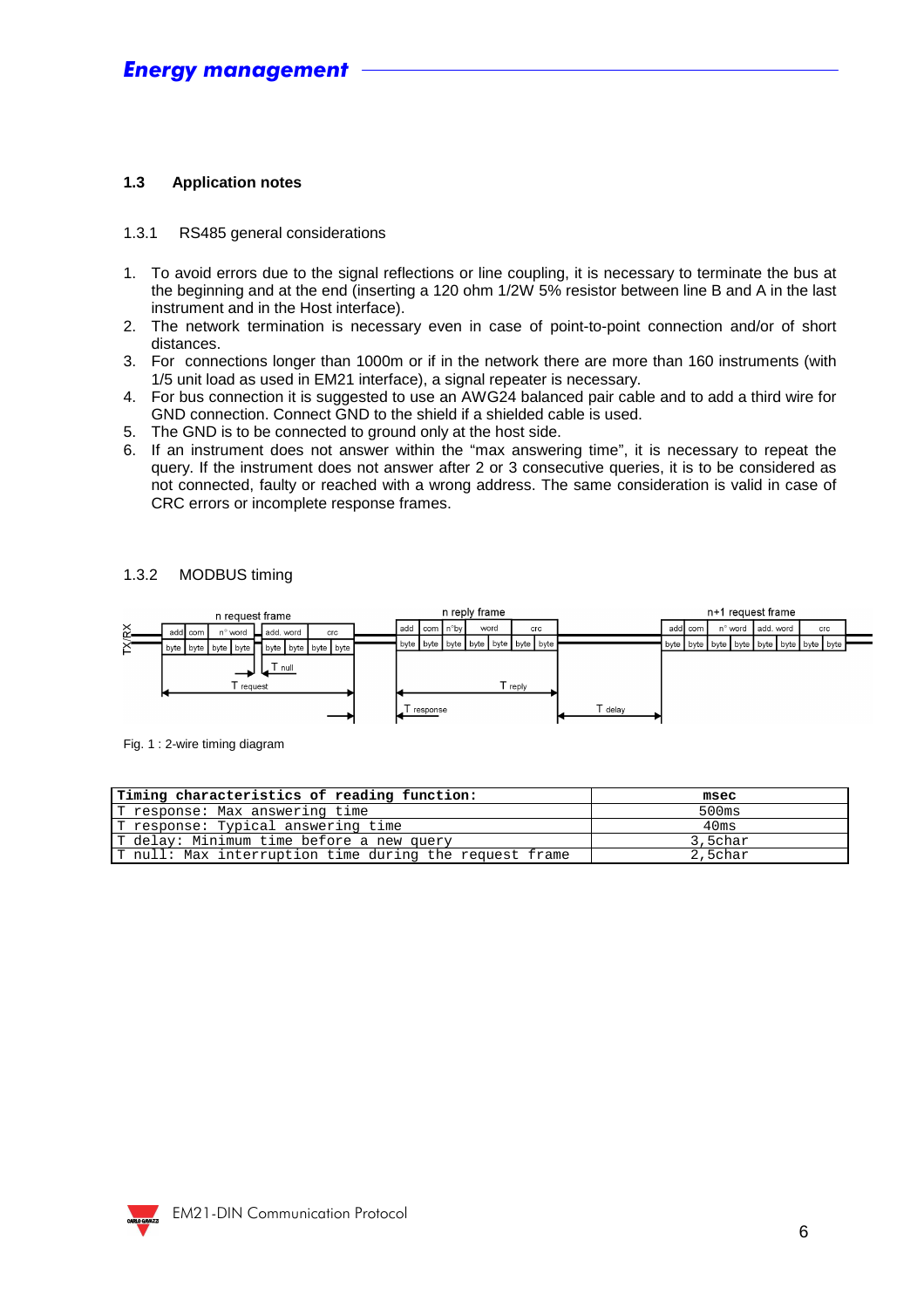### 1.3 Application notes

1.3.1 RS485 general considerations

1. To avoid errors due to the signal reflections or line coupling, it is necessary to terminate the bus at the beginning and at the end (inserting a 120 ohm 1/2W 5% resistor between line B and A in the last instrument and in the Host interface).
2. The network termination is necessary even in case of point-to-point connection and/or of short distances.
3. For connections longer than 1000m or if in the network there are more than 160 instruments (with 1/5 unit load as used in EM21 interface), a signal repeater is necessary.
4. For bus connection it is suggested to use an AWG24 balanced pair cable and to add a third wire for GND connection. Connect GND to the shield if a shielded cable is used.
5. The GND is to be connected to ground only at the host side.
6. If an instrument does not answer within the “max answering time”, it is necessary to repeat the query. If the instrument does not answer after 2 or 3 consecutive queries, it is to be considered as not connected, faulty or reached with a wrong address. The same consideration is valid in case of CRC errors or incomplete response frames.

1.3.2 MODBUS timing

Fig. 1 : 2-wire timing diagram

| Timing characteristics of reading function: | msec |
|---|---|
| T response: Max answering time | 500ms |
| T response: Typical answering time | 40ms |
| T delay: Minimum time before a new query | 3,5char |
| T null: Max interruption time during the request frame | 2,5char |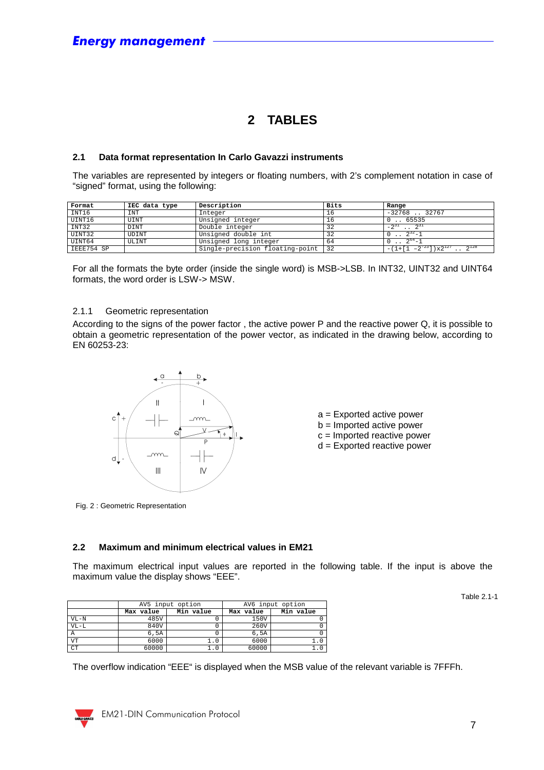# 2 TABLES

## 2.1 Data format representation In Carlo Gavazzi instruments

The variables are represented by integers or floating numbers, with 2's complement notation in case of "signed" format, using the following:

| Format | IEC data type | Description | Bits | Range |
|---|---|---|---|---|
| INT16 | INT | Integer | 16 | -32768 .. 32767 |
| UINT16 | UINT | Unsigned integer | 16 | 0 .. 65535 |
| INT32 | DINT | Double integer | 32 | $-2^{31}$ .. $2^{31}$ |
| UINT32 | UDINT | Unsigned double int | 32 | 0 .. $2^{32}$-1 |
| UINT64 | ULINT | Unsigned long integer | 64 | 0 .. $2^{64}$-1 |
| IEEE754 SP | | Single-precision floating-point | 32 | $-(1+[1-2^{-23}])x2^{127}$ .. $2^{128}$ |

For all the formats the byte order (inside the single word) is MSB->LSB. In INT32, UINT32 and UINT64 formats, the word order is LSW-> MSW.

### 2.1.1 Geometric representation

According to the signs of the power factor , the active power P and the reactive power Q, it is possible to obtain a geometric representation of the power vector, as indicated in the drawing below, according to EN 60253-23:

a = Exported active power
b = Imported active power
c = Imported reactive power
d = Exported reactive power

Fig. 2 : Geometric Representation

## 2.2 Maximum and minimum electrical values in EM21

The maximum electrical input values are reported in the following table. If the input is above the maximum value the display shows "EEE".

Table 2.1-1

| | AV5 input option | | AV6 input option | |
|---|---|---|---|---|
| | Max value | Min value | Max value | Min value |
| VL-N | 485V | 0 | 150V | 0 |
| VL-L | 840V | 0 | 260V | 0 |
| A | 6,5A | 0 | 6,5A | 0 |
| VT | 6000 | 1.0 | 6000 | 1.0 |
| CT | 60000 | 1.0 | 60000 | 1.0 |

The overflow indication "EEE" is displayed when the MSB value of the relevant variable is 7FFFh.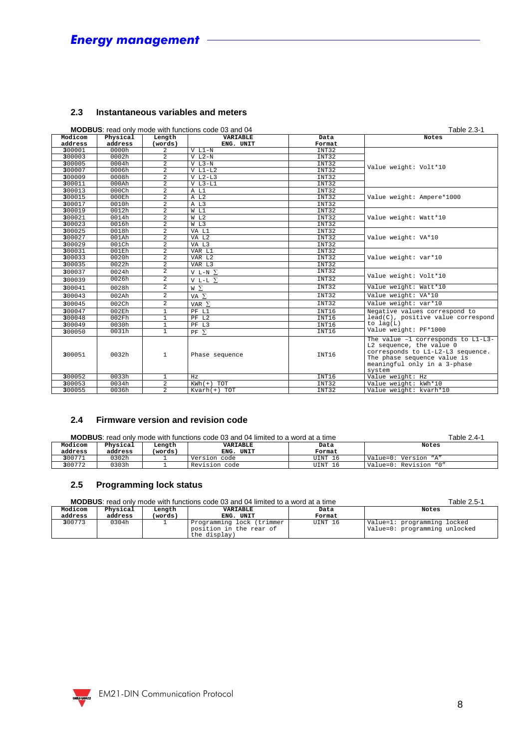## 2.3 Instantaneous variables and meters

**MODBUS**: read only mode with functions code 03 and 04 Table 2.3-1

| Modicom address | Physical address | Length (words) | VARIABLE ENG. UNIT | Data Format | Notes |
|---|---|---|---|---|---|
| 300001 | 0000h | 2 | V L1-N | INT32 | Value weight: Volt*10 |
| 300003 | 0002h | 2 | V L2-N | INT32 | |
| 300005 | 0004h | 2 | V L3-N | INT32 | |
| 300007 | 0006h | 2 | V L1-L2 | INT32 | |
| 300009 | 0008h | 2 | V L2-L3 | INT32 | |
| 300011 | 000Ah | 2 | V L3-L1 | INT32 | |
| 300013 | 000Ch | 2 | A L1 | INT32 | Value weight: Ampere*1000 |
| 300015 | 000Eh | 2 | A L2 | INT32 | |
| 300017 | 0010h | 2 | A L3 | INT32 | |
| 300019 | 0012h | 2 | W L1 | INT32 | Value weight: Watt*10 |
| 300021 | 0014h | 2 | W L2 | INT32 | |
| 300023 | 0016h | 2 | W L3 | INT32 | |
| 300025 | 0018h | 2 | VA L1 | INT32 | Value weight: VA*10 |
| 300027 | 001Ah | 2 | VA L2 | INT32 | |
| 300029 | 001Ch | 2 | VA L3 | INT32 | |
| 300031 | 001Eh | 2 | VAR L1 | INT32 | Value weight: var*10 |
| 300033 | 0020h | 2 | VAR L2 | INT32 | |
| 300035 | 0022h | 2 | VAR L3 | INT32 | |
| 300037 | 0024h | 2 | V L-N ∑ | INT32 | Value weight: Volt*10 |
| 300039 | 0026h | 2 | V L-L ∑ | INT32 | |
| 300041 | 0028h | 2 | W ∑ | INT32 | Value weight: Watt*10 |
| 300043 | 002Ah | 2 | VA ∑ | INT32 | Value weight: VA*10 |
| 300045 | 002Ch | 2 | VAR ∑ | INT32 | Value weight: var*10 |
| 300047 | 002Eh | 1 | PF L1 | INT16 | Negative values correspond to lead(C), positive value correspond to lag(L) Value weight: PF*1000 |
| 300048 | 002Fh | 1 | PF L2 | INT16 | |
| 300049 | 0030h | 1 | PF L3 | INT16 | |
| 300050 | 0031h | 1 | PF ∑ | INT16 | |
| 300051 | 0032h | 1 | Phase sequence | INT16 | The value –1 corresponds to L1-L3-L2 sequence, the value 0 corresponds to L1-L2-L3 sequence. The phase sequence value is meaningful only in a 3-phase system |
| 300052 | 0033h | 1 | Hz | INT16 | Value weight: Hz |
| 300053 | 0034h | 2 | KWh(+) TOT | INT32 | Value weight: kWh*10 |
| 300055 | 0036h | 2 | Kvarh(+) TOT | INT32 | Value weight: kvarh*10 |

## 2.4 Firmware version and revision code

**MODBUS**: read only mode with functions code 03 and 04 limited to a word at a time Table 2.4-1

| Modicom address | Physical address | Length (words) | VARIABLE ENG. UNIT | Data Format | Notes |
|---|---|---|---|---|---|
| 300771 | 0302h | 1 | Version code | UINT 16 | Value=0: Version "A" |
| 300772 | 0303h | 1 | Revision code | UINT 16 | Value=0: Revision "0" |

## 2.5 Programming lock status

**MODBUS**: read only mode with functions code 03 and 04 limited to a word at a time Table 2.5-1

| Modicom address | Physical address | Length (words) | VARIABLE ENG. UNIT | Data Format | Notes |
|---|---|---|---|---|---|
| 300773 | 0304h | 1 | Programming lock (trimmer position in the rear of the display) | UINT 16 | Value=1: programming locked<br>Value=0: programming unlocked |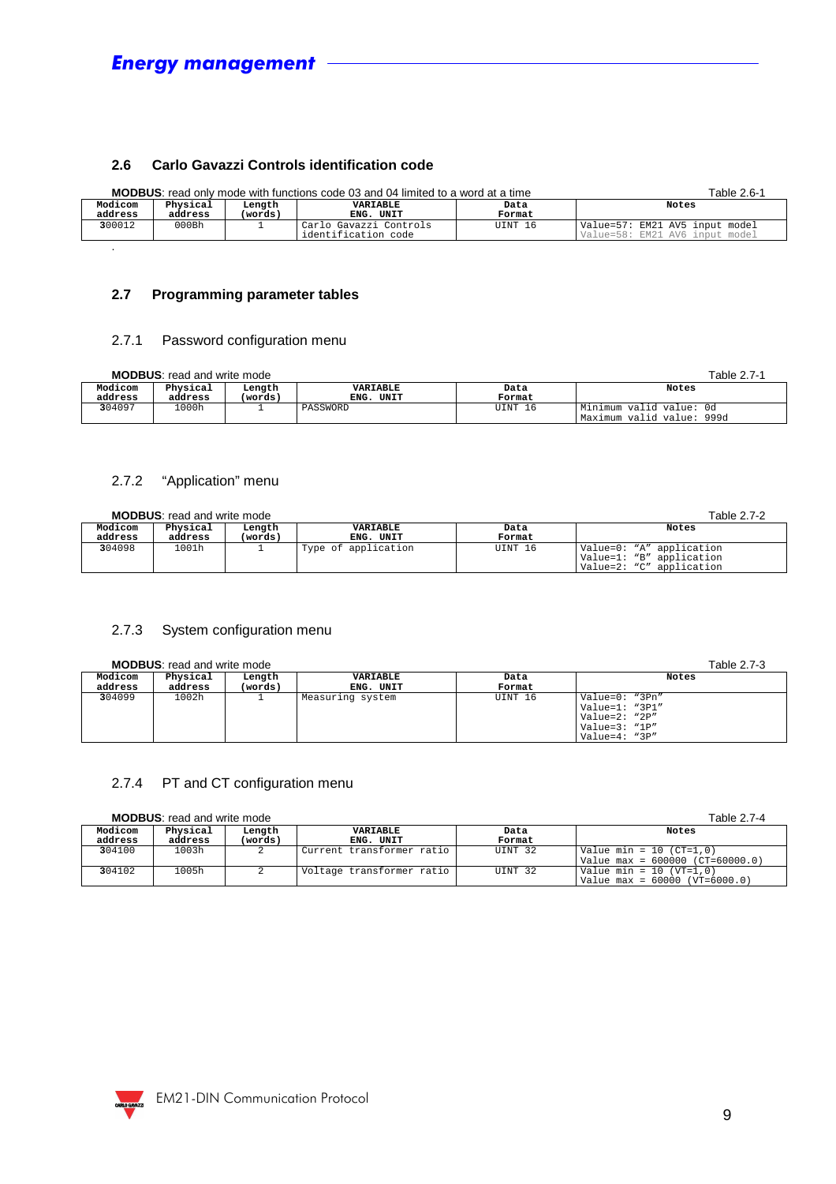## 2.6 Carlo Gavazzi Controls identification code

**MODBUS**: read only mode with functions code 03 and 04 limited to a word at a time — Table 2.6-1

| Modicom address | Physical address | Length (words) | VARIABLE ENG. UNIT | Data Format | Notes |
|---|---|---|---|---|---|
| 300012 | 000Bh | 1 | Carlo Gavazzi Controls identification code | UINT 16 | Value=57: EM21 AV5 input model<br>Value=58: EM21 AV6 input model |

.

## 2.7 Programming parameter tables

### 2.7.1 Password configuration menu

**MODBUS**: read and write mode — Table 2.7-1

| Modicom address | Physical address | Length (words) | VARIABLE ENG. UNIT | Data Format | Notes |
|---|---|---|---|---|---|
| 304097 | 1000h | 1 | PASSWORD | UINT 16 | Minimum valid value: 0d<br>Maximum valid value: 999d |

### 2.7.2 "Application" menu

**MODBUS**: read and write mode — Table 2.7-2

| Modicom address | Physical address | Length (words) | VARIABLE ENG. UNIT | Data Format | Notes |
|---|---|---|---|---|---|
| 304098 | 1001h | 1 | Type of application | UINT 16 | Value=0: "A" application<br>Value=1: "B" application<br>Value=2: "C" application |

### 2.7.3 System configuration menu

**MODBUS**: read and write mode — Table 2.7-3

| Modicom address | Physical address | Length (words) | VARIABLE ENG. UNIT | Data Format | Notes |
|---|---|---|---|---|---|
| 304099 | 1002h | 1 | Measuring system | UINT 16 | Value=0: "3Pn"<br>Value=1: "3P1"<br>Value=2: "2P"<br>Value=3: "1P"<br>Value=4: "3P" |

### 2.7.4 PT and CT configuration menu

**MODBUS**: read and write mode — Table 2.7-4

| Modicom address | Physical address | Length (words) | VARIABLE ENG. UNIT | Data Format | Notes |
|---|---|---|---|---|---|
| 304100 | 1003h | 2 | Current transformer ratio | UINT 32 | Value min = 10 (CT=1,0)<br>Value max = 600000 (CT=60000.0) |
| 304102 | 1005h | 2 | Voltage transformer ratio | UINT 32 | Value min = 10 (VT=1,0)<br>Value max = 60000 (VT=6000.0) |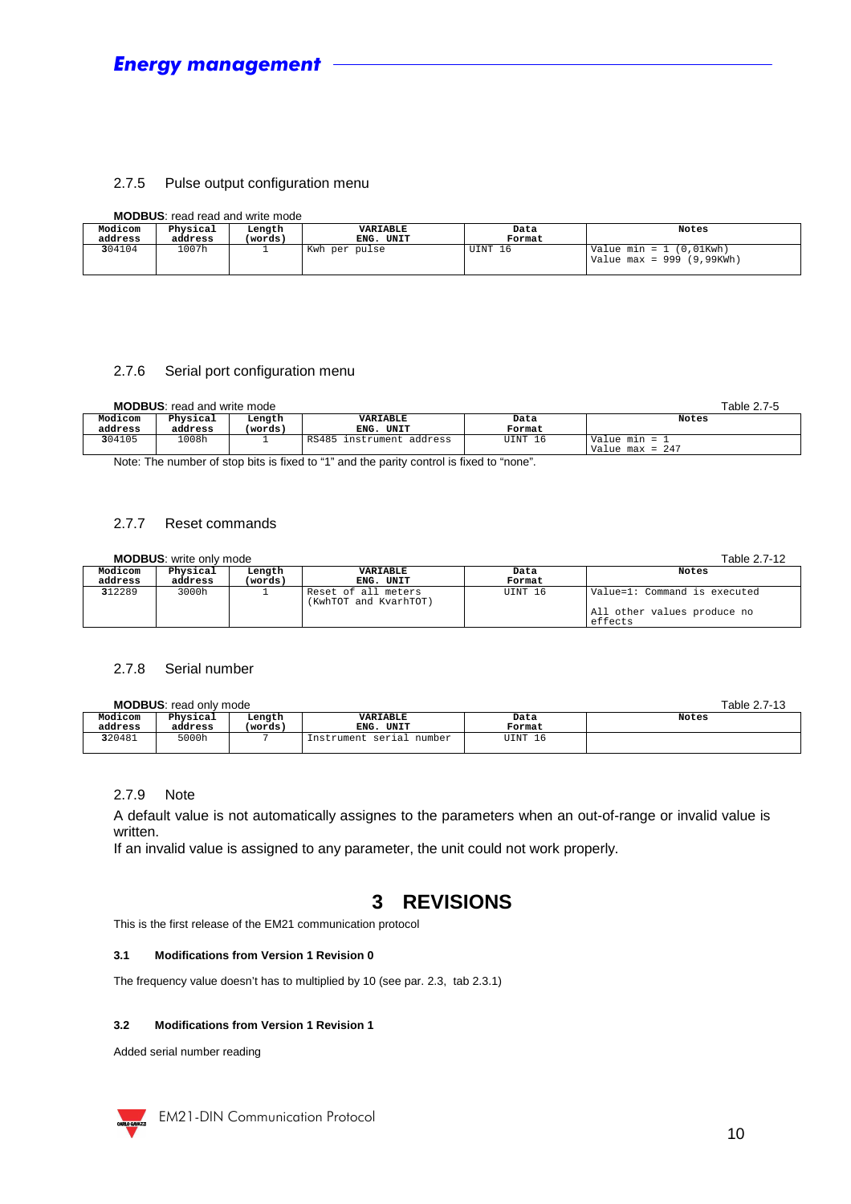### 2.7.5 Pulse output configuration menu

**MODBUS**: read read and write mode

| Modicom address | Physical address | Length (words) | VARIABLE ENG. UNIT | Data Format | Notes |
|---|---|---|---|---|---|
| 304104 | 1007h | 1 | Kwh per pulse | UINT 16 | Value min = 1 (0,01Kwh)<br>Value max = 999 (9,99KWh) |

### 2.7.6 Serial port configuration menu

**MODBUS**: read and write mode — Table 2.7-5

| Modicom address | Physical address | Length (words) | VARIABLE ENG. UNIT | Data Format | Notes |
|---|---|---|---|---|---|
| 304105 | 1008h | 1 | RS485 instrument address | UINT 16 | Value min = 1<br>Value max = 247 |

Note: The number of stop bits is fixed to "1" and the parity control is fixed to "none".

### 2.7.7 Reset commands

**MODBUS**: write only mode — Table 2.7-12

| Modicom address | Physical address | Length (words) | VARIABLE ENG. UNIT | Data Format | Notes |
|---|---|---|---|---|---|
| 312289 | 3000h | 1 | Reset of all meters (KwhTOT and KvarhTOT) | UINT 16 | Value=1: Command is executed<br>All other values produce no effects |

### 2.7.8 Serial number

**MODBUS**: read only mode — Table 2.7-13

| Modicom address | Physical address | Length (words) | VARIABLE ENG. UNIT | Data Format | Notes |
|---|---|---|---|---|---|
| 320481 | 5000h | 7 | Instrument serial number | UINT 16 | |

### 2.7.9 Note

A default value is not automatically assignes to the parameters when an out-of-range or invalid value is written.
If an invalid value is assigned to any parameter, the unit could not work properly.

# 3 REVISIONS

This is the first release of the EM21 communication protocol

### 3.1 Modifications from Version 1 Revision 0

The frequency value doesn't has to multiplied by 10 (see par. 2.3, tab 2.3.1)

### 3.2 Modifications from Version 1 Revision 1

Added serial number reading